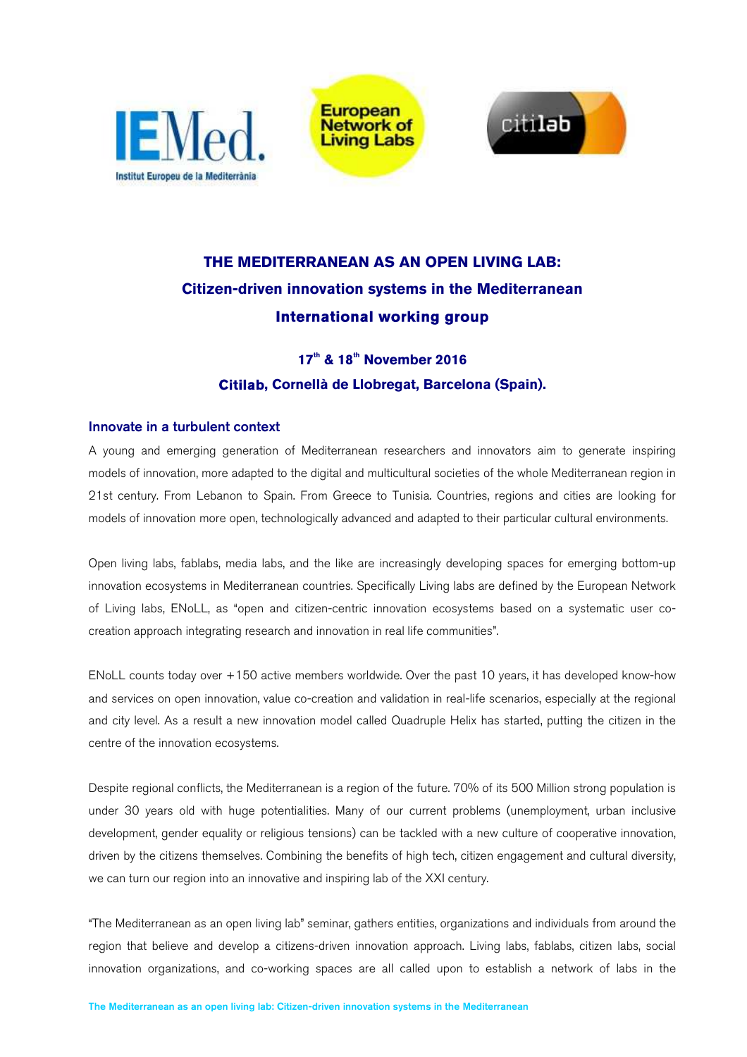# THE MEDITERRANEAN AS AN OPEN LIVING LAB:

## Citizen-driven innovation systems in the Mediterranean

## International working group

**17th & 18th November 2016**

**Citilab, Cornellà de Llobregat, Barcelona (Spain).**

### Innovate in a turbulent context

A young and emerging generation of Mediterranean researchers and innovators aim to generate inspiring models of innovation, more adapted to the digital and multicultural societies of the whole Mediterranean region in 21st century. From Lebanon to Spain. From Greece to Tunisia. Countries, regions and cities are looking for models of innovation more open, technologically advanced and adapted to their particular cultural environments.

Open living labs, fablabs, media labs, and the like are increasingly developing spaces for emerging bottom-up innovation ecosystems in Mediterranean countries. Specifically Living labs are defined by the European Network of Living labs, ENoLL, as "open and citizen-centric innovation ecosystems based on a systematic user co-creation approach integrating research and innovation in real life communities".

ENoLL counts today over +150 active members worldwide. Over the past 10 years, it has developed know-how and services on open innovation, value co-creation and validation in real-life scenarios, especially at the regional and city level. As a result a new innovation model called Quadruple Helix has started, putting the citizen in the centre of the innovation ecosystems.

Despite regional conflicts, the Mediterranean is a region of the future. 70% of its 500 Million strong population is under 30 years old with huge potentialities. Many of our current problems (unemployment, urban inclusive development, gender equality or religious tensions) can be tackled with a new culture of cooperative innovation, driven by the citizens themselves. Combining the benefits of high tech, citizen engagement and cultural diversity, we can turn our region into an innovative and inspiring lab of the XXI century.

"The Mediterranean as an open living lab" seminar, gathers entities, organizations and individuals from around the region that believe and develop a citizens-driven innovation approach. Living labs, fablabs, citizen labs, social innovation organizations, and co-working spaces are all called upon to establish a network of labs in the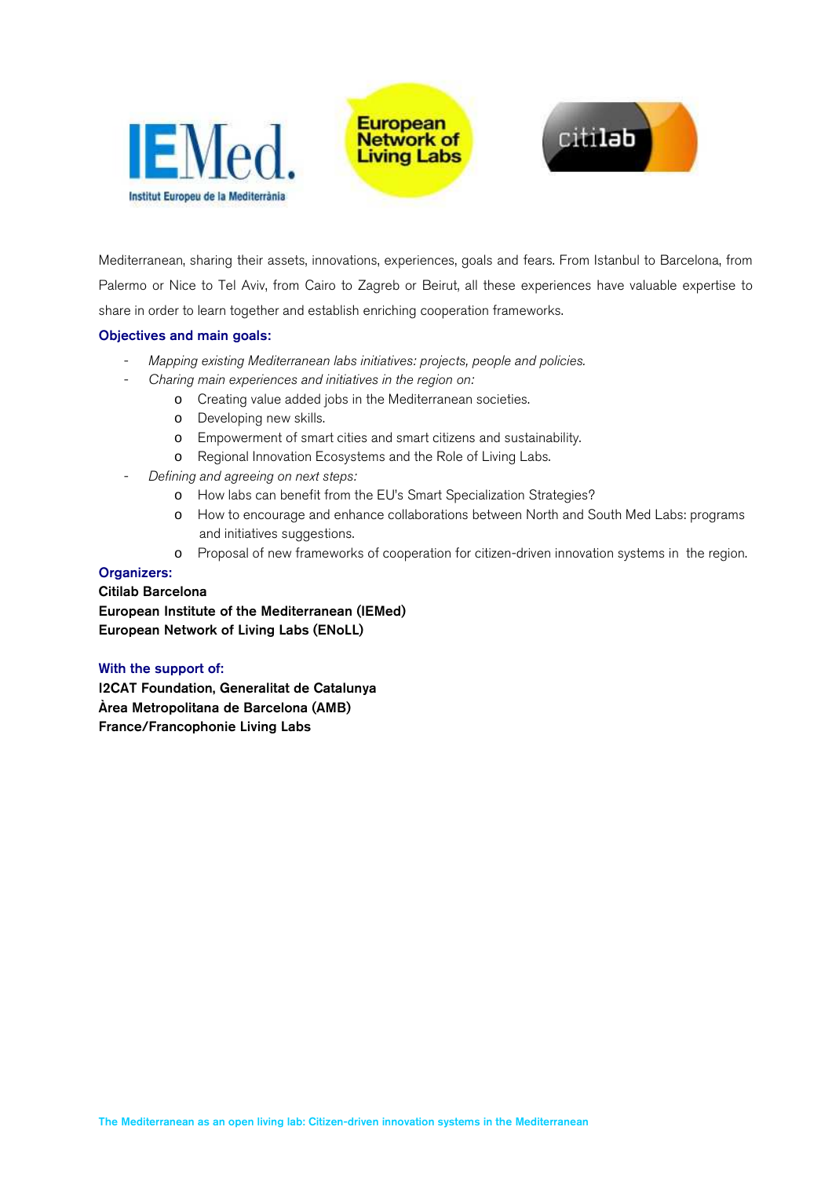Mediterranean, sharing their assets, innovations, experiences, goals and fears. From Istanbul to Barcelona, from Palermo or Nice to Tel Aviv, from Cairo to Zagreb or Beirut, all these experiences have valuable expertise to share in order to learn together and establish enriching cooperation frameworks.

**Objectives and main goals:**

- *Mapping existing Mediterranean labs initiatives: projects, people and policies.*
- *Charing main experiences and initiatives in the region on:*
  - Creating value added jobs in the Mediterranean societies.
  - Developing new skills.
  - Empowerment of smart cities and smart citizens and sustainability.
  - Regional Innovation Ecosystems and the Role of Living Labs.
- *Defining and agreeing on next steps:*
  - How labs can benefit from the EU's Smart Specialization Strategies?
  - How to encourage and enhance collaborations between North and South Med Labs: programs and initiatives suggestions.
  - Proposal of new frameworks of cooperation for citizen-driven innovation systems in the region.

**Organizers:**

**Citilab Barcelona**
**European Institute of the Mediterranean (IEMed)**
**European Network of Living Labs (ENoLL)**

**With the support of:**

**I2CAT Foundation, Generalitat de Catalunya**
**Àrea Metropolitana de Barcelona (AMB)**
**France/Francophonie Living Labs**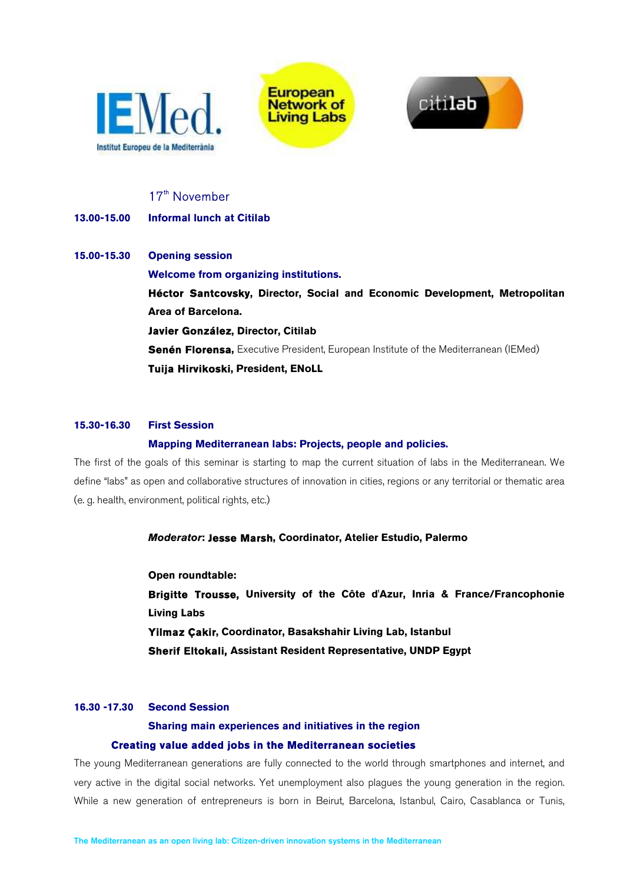17th November

**13.00-15.00 Informal lunch at Citilab**

**15.00-15.30 Opening session**

**Welcome from organizing institutions.**

**Héctor Santcovsky, Director, Social and Economic Development, Metropolitan Area of Barcelona.**

**Javier González, Director, Citilab**

**Senén Florensa,** Executive President, European Institute of the Mediterranean (IEMed)

**Tuija Hirvikoski, President, ENoLL**

**15.30-16.30 First Session**

**Mapping Mediterranean labs: Projects, people and policies.**

The first of the goals of this seminar is starting to map the current situation of labs in the Mediterranean. We define "labs" as open and collaborative structures of innovation in cities, regions or any territorial or thematic area (e. g. health, environment, political rights, etc.)

***Moderator*: Jesse Marsh, Coordinator, Atelier Estudio, Palermo**

**Open roundtable:**

**Brigitte Trousse, University of the Côte d'Azur, Inria & France/Francophonie Living Labs**

**Yilmaz Çakir, Coordinator, Basakshahir Living Lab, Istanbul**

**Sherif Eltokali, Assistant Resident Representative, UNDP Egypt**

**16.30 -17.30 Second Session**

**Sharing main experiences and initiatives in the region**

**Creating value added jobs in the Mediterranean societies**

The young Mediterranean generations are fully connected to the world through smartphones and internet, and very active in the digital social networks. Yet unemployment also plagues the young generation in the region. While a new generation of entrepreneurs is born in Beirut, Barcelona, Istanbul, Cairo, Casablanca or Tunis,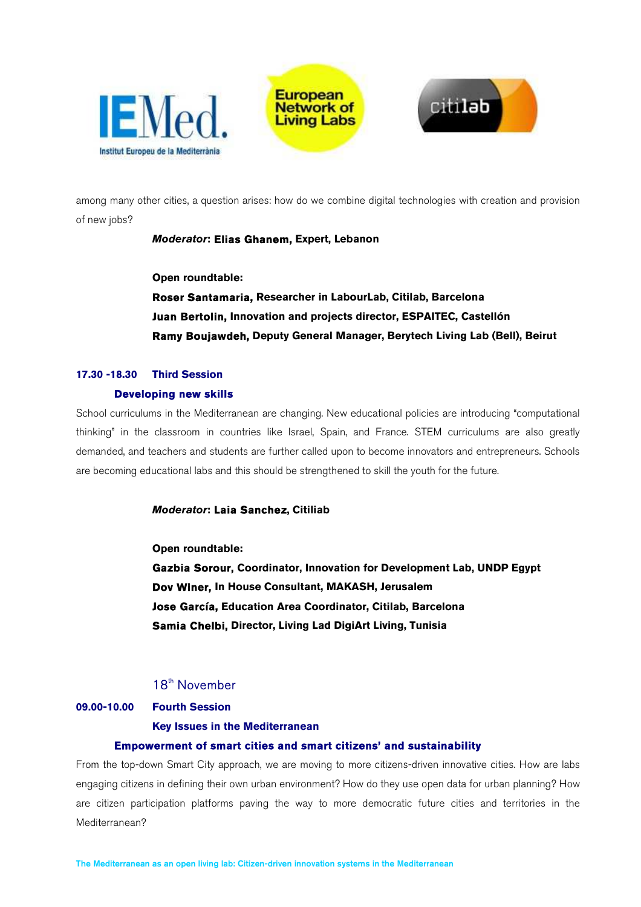among many other cities, a question arises: how do we combine digital technologies with creation and provision of new jobs?

***Moderator*: Elias Ghanem, Expert, Lebanon**

**Open roundtable:**

**Roser Santamaria, Researcher in LabourLab, Citilab, Barcelona**
**Juan Bertolin, Innovation and projects director, ESPAITEC, Castellón**
**Ramy Boujawdeh, Deputy General Manager, Berytech Living Lab (Bell), Beirut**

**17.30 -18.30 Third Session**

**Developing new skills**

School curriculums in the Mediterranean are changing. New educational policies are introducing "computational thinking" in the classroom in countries like Israel, Spain, and France. STEM curriculums are also greatly demanded, and teachers and students are further called upon to become innovators and entrepreneurs. Schools are becoming educational labs and this should be strengthened to skill the youth for the future.

***Moderator*: Laia Sanchez, Citilab**

**Open roundtable:**

**Gazbia Sorour, Coordinator, Innovation for Development Lab, UNDP Egypt**
**Dov Winer, In House Consultant, MAKASH, Jerusalem**
**Jose García, Education Area Coordinator, Citilab, Barcelona**
**Samia Chelbi, Director, Living Lad DigiArt Living, Tunisia**

## 18th November

**09.00-10.00 Fourth Session**

**Key Issues in the Mediterranean**

**Empowerment of smart cities and smart citizens' and sustainability**

From the top-down Smart City approach, we are moving to more citizens-driven innovative cities. How are labs engaging citizens in defining their own urban environment? How do they use open data for urban planning? How are citizen participation platforms paving the way to more democratic future cities and territories in the Mediterranean?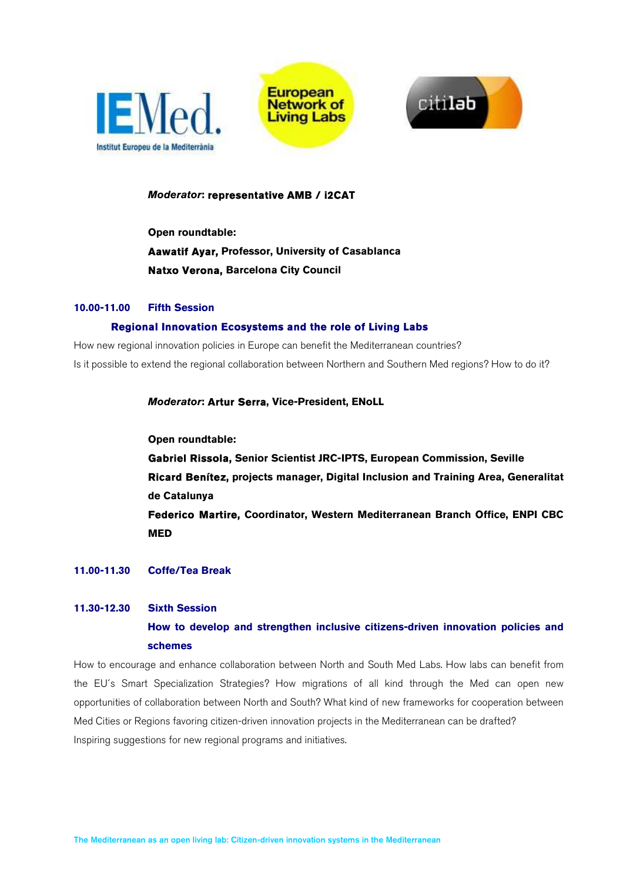***Moderator*: representative AMB / i2CAT**

**Open roundtable:**
**Aawatif Ayar, Professor, University of Casablanca**
**Natxo Verona, Barcelona City Council**

**10.00-11.00 Fifth Session**

**Regional Innovation Ecosystems and the role of Living Labs**

How new regional innovation policies in Europe can benefit the Mediterranean countries?
Is it possible to extend the regional collaboration between Northern and Southern Med regions? How to do it?

***Moderator*: Artur Serra, Vice-President, ENoLL**

**Open roundtable:**
**Gabriel Rissola, Senior Scientist JRC-IPTS, European Commission, Seville**
**Ricard Benítez, projects manager, Digital Inclusion and Training Area, Generalitat de Catalunya**
**Federico Martire, Coordinator, Western Mediterranean Branch Office, ENPI CBC MED**

**11.00-11.30 Coffe/Tea Break**

**11.30-12.30 Sixth Session**

**How to develop and strengthen inclusive citizens-driven innovation policies and schemes**

How to encourage and enhance collaboration between North and South Med Labs. How labs can benefit from the EU´s Smart Specialization Strategies? How migrations of all kind through the Med can open new opportunities of collaboration between North and South? What kind of new frameworks for cooperation between Med Cities or Regions favoring citizen-driven innovation projects in the Mediterranean can be drafted?
Inspiring suggestions for new regional programs and initiatives.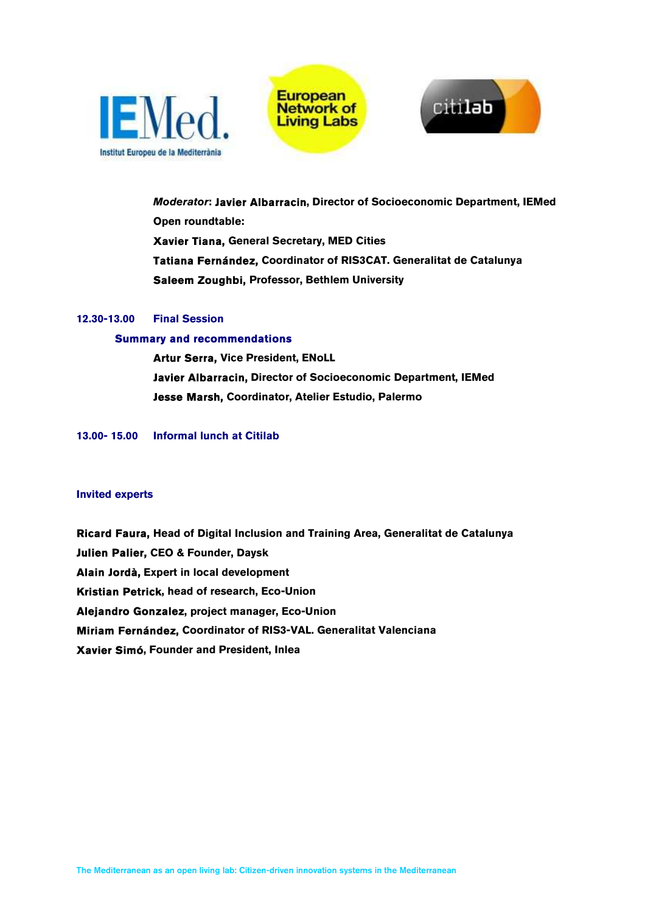*Moderator*: **Javier Albarracin,** Director of Socioeconomic Department, IEMed

**Open roundtable:**

**Xavier Tiana,** General Secretary, MED Cities

**Tatiana Fernández,** Coordinator of RIS3CAT. Generalitat de Catalunya

**Saleem Zoughbi,** Professor, Bethlem University

**12.30-13.00 Final Session**

**Summary and recommendations**

**Artur Serra,** Vice President, ENoLL

**Javier Albarracin,** Director of Socioeconomic Department, IEMed

**Jesse Marsh,** Coordinator, Atelier Estudio, Palermo

**13.00- 15.00 Informal lunch at Citilab**

## Invited experts

**Ricard Faura,** Head of Digital Inclusion and Training Area, Generalitat de Catalunya

**Julien Palier,** CEO & Founder, Daysk

**Alain Jordà,** Expert in local development

**Kristian Petrick,** head of research, Eco-Union

**Alejandro Gonzalez,** project manager, Eco-Union

**Miriam Fernández,** Coordinator of RIS3-VAL. Generalitat Valenciana

**Xavier Simó,** Founder and President, Inlea